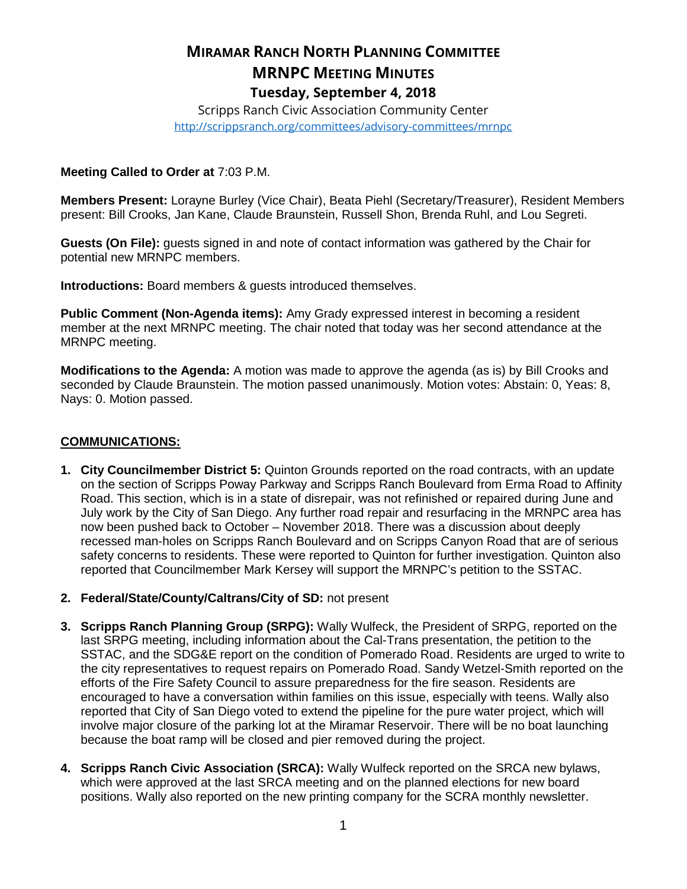# MIRAMAR RANCH NORTH PLANNING COMMITTEE
# MRNPC MEETING MINUTES
## Tuesday, September 4, 2018

Scripps Ranch Civic Association Community Center
http://scrippsranch.org/committees/advisory-committees/mrnpc

**Meeting Called to Order at** 7:03 P.M.

**Members Present:** Lorayne Burley (Vice Chair), Beata Piehl (Secretary/Treasurer), Resident Members present: Bill Crooks, Jan Kane, Claude Braunstein, Russell Shon, Brenda Ruhl, and Lou Segreti.

**Guests (On File):** guests signed in and note of contact information was gathered by the Chair for potential new MRNPC members.

**Introductions:** Board members & guests introduced themselves.

**Public Comment (Non-Agenda items):** Amy Grady expressed interest in becoming a resident member at the next MRNPC meeting. The chair noted that today was her second attendance at the MRNPC meeting.

**Modifications to the Agenda:** A motion was made to approve the agenda (as is) by Bill Crooks and seconded by Claude Braunstein. The motion passed unanimously. Motion votes: Abstain: 0, Yeas: 8, Nays: 0. Motion passed.

**COMMUNICATIONS:**

1. **City Councilmember District 5:** Quinton Grounds reported on the road contracts, with an update on the section of Scripps Poway Parkway and Scripps Ranch Boulevard from Erma Road to Affinity Road. This section, which is in a state of disrepair, was not refinished or repaired during June and July work by the City of San Diego. Any further road repair and resurfacing in the MRNPC area has now been pushed back to October – November 2018. There was a discussion about deeply recessed man-holes on Scripps Ranch Boulevard and on Scripps Canyon Road that are of serious safety concerns to residents. These were reported to Quinton for further investigation. Quinton also reported that Councilmember Mark Kersey will support the MRNPC's petition to the SSTAC.

2. **Federal/State/County/Caltrans/City of SD:** not present

3. **Scripps Ranch Planning Group (SRPG):** Wally Wulfeck, the President of SRPG, reported on the last SRPG meeting, including information about the Cal-Trans presentation, the petition to the SSTAC, and the SDG&E report on the condition of Pomerado Road. Residents are urged to write to the city representatives to request repairs on Pomerado Road. Sandy Wetzel-Smith reported on the efforts of the Fire Safety Council to assure preparedness for the fire season. Residents are encouraged to have a conversation within families on this issue, especially with teens. Wally also reported that City of San Diego voted to extend the pipeline for the pure water project, which will involve major closure of the parking lot at the Miramar Reservoir. There will be no boat launching because the boat ramp will be closed and pier removed during the project.

4. **Scripps Ranch Civic Association (SRCA):** Wally Wulfeck reported on the SRCA new bylaws, which were approved at the last SRCA meeting and on the planned elections for new board positions. Wally also reported on the new printing company for the SCRA monthly newsletter.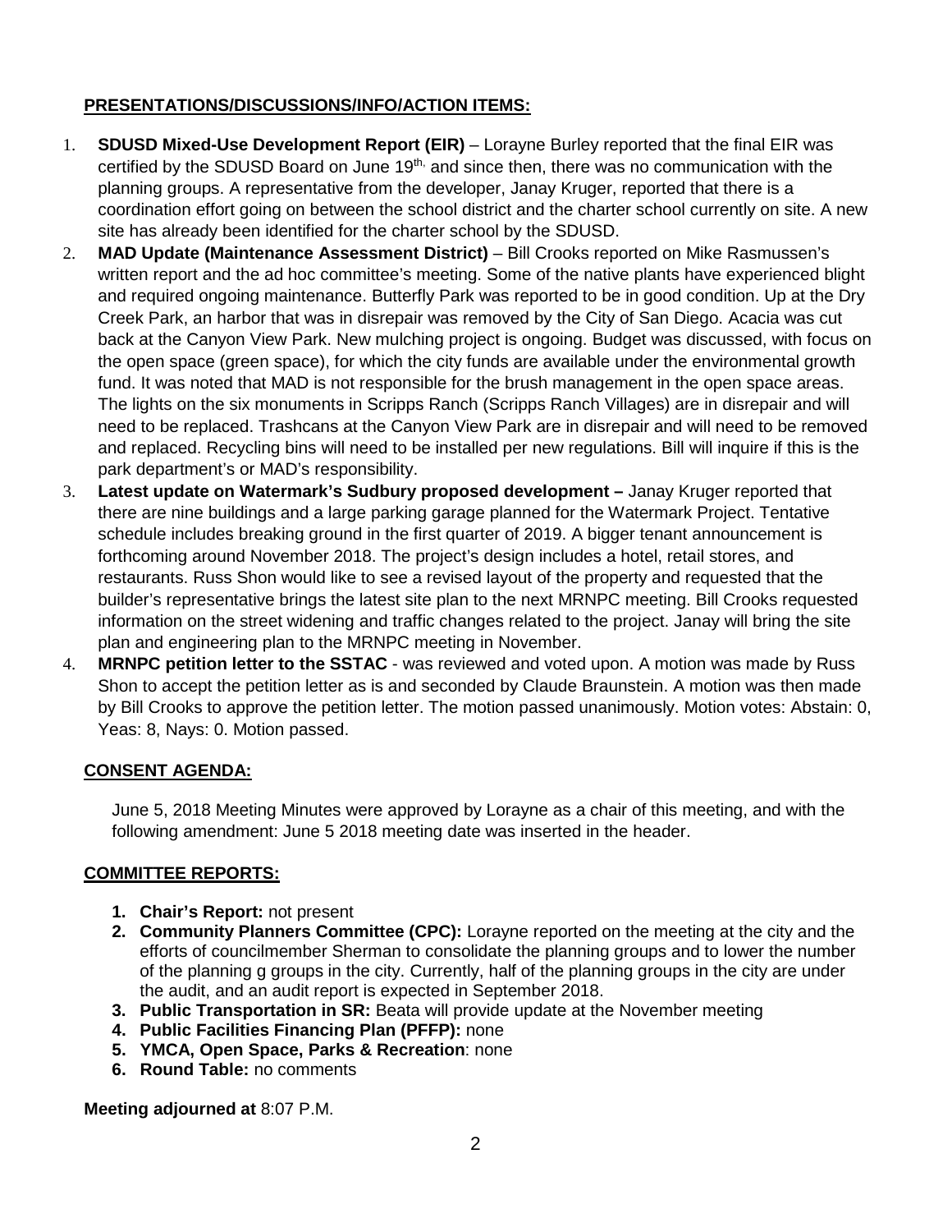**PRESENTATIONS/DISCUSSIONS/INFO/ACTION ITEMS:**

1. **SDUSD Mixed-Use Development Report (EIR)** – Lorayne Burley reported that the final EIR was certified by the SDUSD Board on June 19th, and since then, there was no communication with the planning groups. A representative from the developer, Janay Kruger, reported that there is a coordination effort going on between the school district and the charter school currently on site. A new site has already been identified for the charter school by the SDUSD.
2. **MAD Update (Maintenance Assessment District)** – Bill Crooks reported on Mike Rasmussen's written report and the ad hoc committee's meeting. Some of the native plants have experienced blight and required ongoing maintenance. Butterfly Park was reported to be in good condition. Up at the Dry Creek Park, an harbor that was in disrepair was removed by the City of San Diego. Acacia was cut back at the Canyon View Park. New mulching project is ongoing. Budget was discussed, with focus on the open space (green space), for which the city funds are available under the environmental growth fund. It was noted that MAD is not responsible for the brush management in the open space areas. The lights on the six monuments in Scripps Ranch (Scripps Ranch Villages) are in disrepair and will need to be replaced. Trashcans at the Canyon View Park are in disrepair and will need to be removed and replaced. Recycling bins will need to be installed per new regulations. Bill will inquire if this is the park department's or MAD's responsibility.
3. **Latest update on Watermark's Sudbury proposed development –** Janay Kruger reported that there are nine buildings and a large parking garage planned for the Watermark Project. Tentative schedule includes breaking ground in the first quarter of 2019. A bigger tenant announcement is forthcoming around November 2018. The project's design includes a hotel, retail stores, and restaurants. Russ Shon would like to see a revised layout of the property and requested that the builder's representative brings the latest site plan to the next MRNPC meeting. Bill Crooks requested information on the street widening and traffic changes related to the project. Janay will bring the site plan and engineering plan to the MRNPC meeting in November.
4. **MRNPC petition letter to the SSTAC** - was reviewed and voted upon. A motion was made by Russ Shon to accept the petition letter as is and seconded by Claude Braunstein. A motion was then made by Bill Crooks to approve the petition letter. The motion passed unanimously. Motion votes: Abstain: 0, Yeas: 8, Nays: 0. Motion passed.

**CONSENT AGENDA:**

June 5, 2018 Meeting Minutes were approved by Lorayne as a chair of this meeting, and with the following amendment: June 5 2018 meeting date was inserted in the header.

**COMMITTEE REPORTS:**

1. **Chair's Report:** not present
2. **Community Planners Committee (CPC):** Lorayne reported on the meeting at the city and the efforts of councilmember Sherman to consolidate the planning groups and to lower the number of the planning g groups in the city. Currently, half of the planning groups in the city are under the audit, and an audit report is expected in September 2018.
3. **Public Transportation in SR:** Beata will provide update at the November meeting
4. **Public Facilities Financing Plan (PFFP):** none
5. **YMCA, Open Space, Parks & Recreation**: none
6. **Round Table:** no comments

**Meeting adjourned at** 8:07 P.M.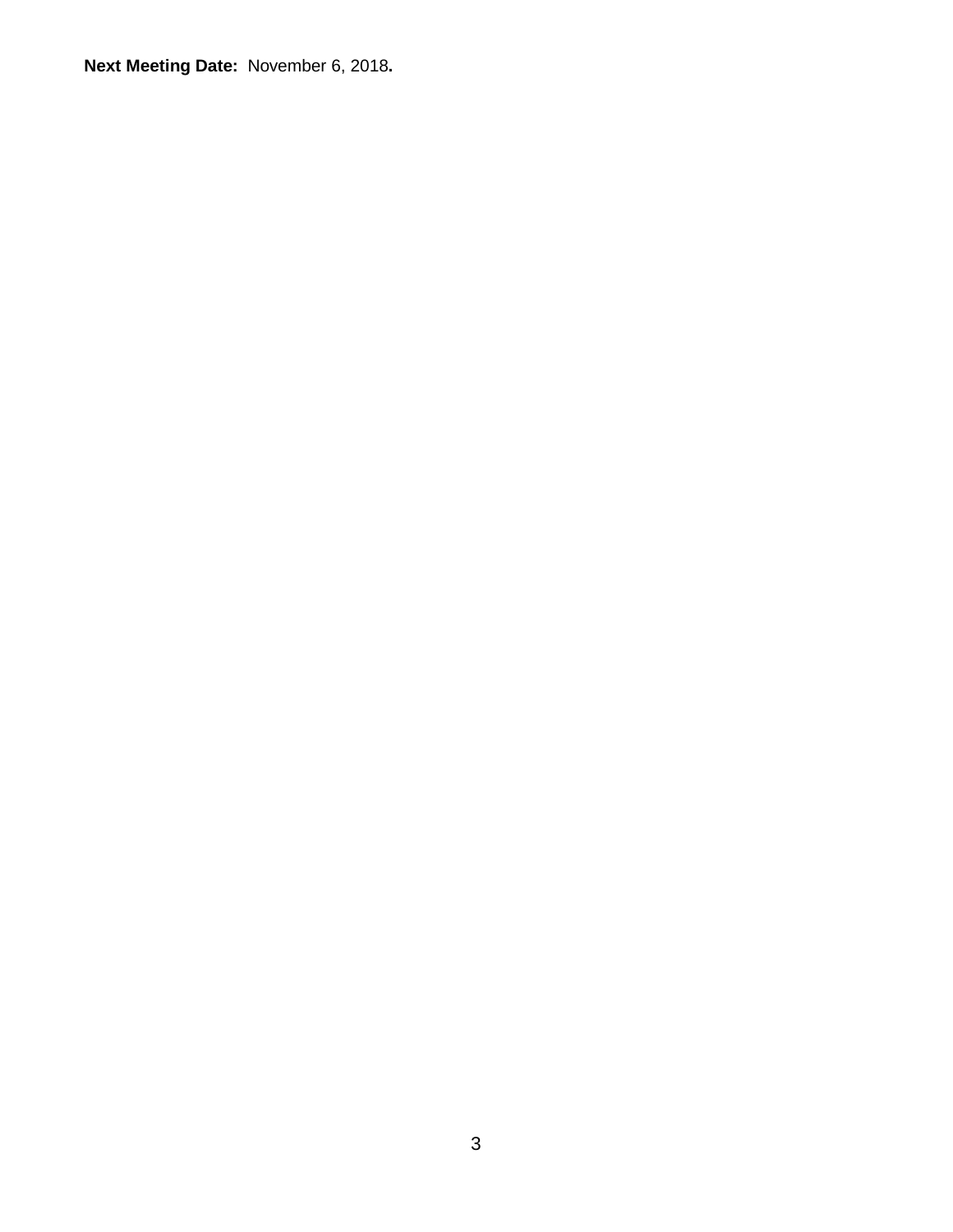**Next Meeting Date:** November 6, 2018**.**